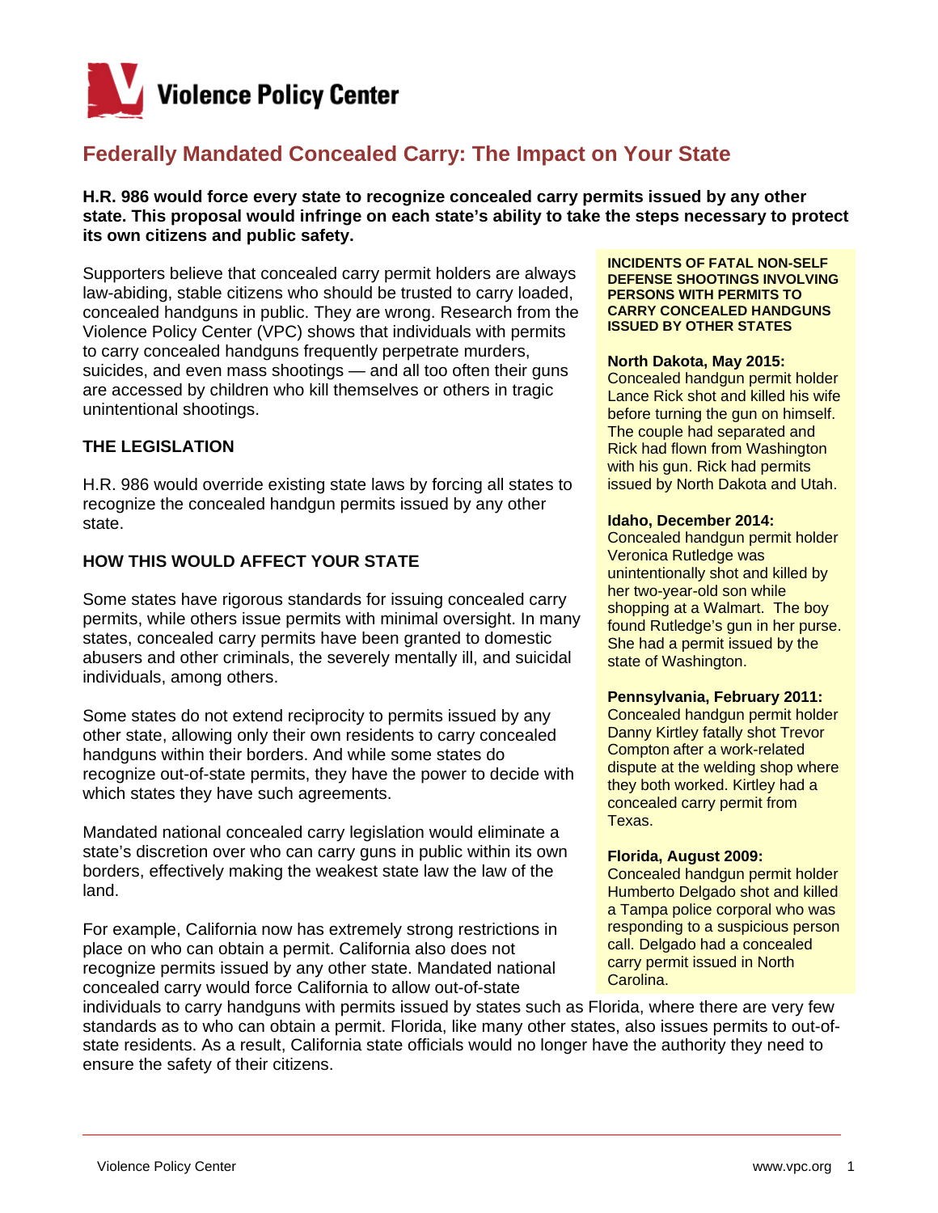Violence Policy Center

# Federally Mandated Concealed Carry: The Impact on Your State

**H.R. 986 would force every state to recognize concealed carry permits issued by any other state. This proposal would infringe on each state's ability to take the steps necessary to protect its own citizens and public safety.**

Supporters believe that concealed carry permit holders are always law-abiding, stable citizens who should be trusted to carry loaded, concealed handguns in public. They are wrong. Research from the Violence Policy Center (VPC) shows that individuals with permits to carry concealed handguns frequently perpetrate murders, suicides, and even mass shootings — and all too often their guns are accessed by children who kill themselves or others in tragic unintentional shootings.

## THE LEGISLATION

H.R. 986 would override existing state laws by forcing all states to recognize the concealed handgun permits issued by any other state.

## HOW THIS WOULD AFFECT YOUR STATE

Some states have rigorous standards for issuing concealed carry permits, while others issue permits with minimal oversight. In many states, concealed carry permits have been granted to domestic abusers and other criminals, the severely mentally ill, and suicidal individuals, among others.

Some states do not extend reciprocity to permits issued by any other state, allowing only their own residents to carry concealed handguns within their borders. And while some states do recognize out-of-state permits, they have the power to decide with which states they have such agreements.

Mandated national concealed carry legislation would eliminate a state's discretion over who can carry guns in public within its own borders, effectively making the weakest state law the law of the land.

For example, California now has extremely strong restrictions in place on who can obtain a permit. California also does not recognize permits issued by any other state. Mandated national concealed carry would force California to allow out-of-state individuals to carry handguns with permits issued by states such as Florida, where there are very few standards as to who can obtain a permit. Florida, like many other states, also issues permits to out-of-state residents. As a result, California state officials would no longer have the authority they need to ensure the safety of their citizens.

**INCIDENTS OF FATAL NON-SELF DEFENSE SHOOTINGS INVOLVING PERSONS WITH PERMITS TO CARRY CONCEALED HANDGUNS ISSUED BY OTHER STATES**

**North Dakota, May 2015:** Concealed handgun permit holder Lance Rick shot and killed his wife before turning the gun on himself. The couple had separated and Rick had flown from Washington with his gun. Rick had permits issued by North Dakota and Utah.

**Idaho, December 2014:** Concealed handgun permit holder Veronica Rutledge was unintentionally shot and killed by her two-year-old son while shopping at a Walmart. The boy found Rutledge's gun in her purse. She had a permit issued by the state of Washington.

**Pennsylvania, February 2011:** Concealed handgun permit holder Danny Kirtley fatally shot Trevor Compton after a work-related dispute at the welding shop where they both worked. Kirtley had a concealed carry permit from Texas.

**Florida, August 2009:** Concealed handgun permit holder Humberto Delgado shot and killed a Tampa police corporal who was responding to a suspicious person call. Delgado had a concealed carry permit issued in North Carolina.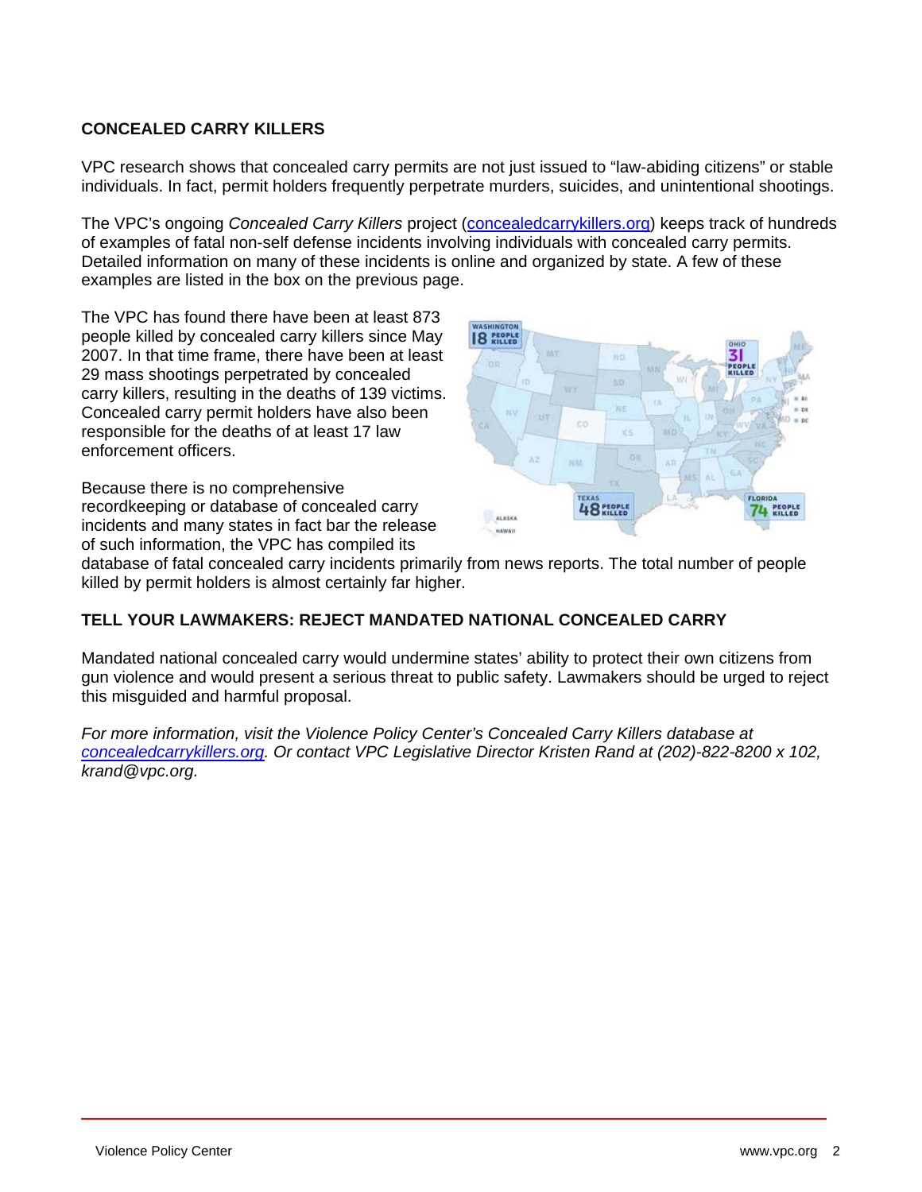**CONCEALED CARRY KILLERS**

VPC research shows that concealed carry permits are not just issued to "law-abiding citizens" or stable individuals. In fact, permit holders frequently perpetrate murders, suicides, and unintentional shootings.

The VPC's ongoing *Concealed Carry Killers* project (concealedcarrykillers.org) keeps track of hundreds of examples of fatal non-self defense incidents involving individuals with concealed carry permits. Detailed information on many of these incidents is online and organized by state. A few of these examples are listed in the box on the previous page.

The VPC has found there have been at least 873 people killed by concealed carry killers since May 2007. In that time frame, there have been at least 29 mass shootings perpetrated by concealed carry killers, resulting in the deaths of 139 victims. Concealed carry permit holders have also been responsible for the deaths of at least 17 law enforcement officers.

WASHINGTON 18 PEOPLE KILLED

OHIO 31 PEOPLE KILLED

TEXAS 48 PEOPLE KILLED

FLORIDA 74 PEOPLE KILLED

Because there is no comprehensive recordkeeping or database of concealed carry incidents and many states in fact bar the release of such information, the VPC has compiled its database of fatal concealed carry incidents primarily from news reports. The total number of people killed by permit holders is almost certainly far higher.

**TELL YOUR LAWMAKERS: REJECT MANDATED NATIONAL CONCEALED CARRY**

Mandated national concealed carry would undermine states' ability to protect their own citizens from gun violence and would present a serious threat to public safety. Lawmakers should be urged to reject this misguided and harmful proposal.

*For more information, visit the Violence Policy Center's Concealed Carry Killers database at concealedcarrykillers.org. Or contact VPC Legislative Director Kristen Rand at (202)-822-8200 x 102, krand@vpc.org.*